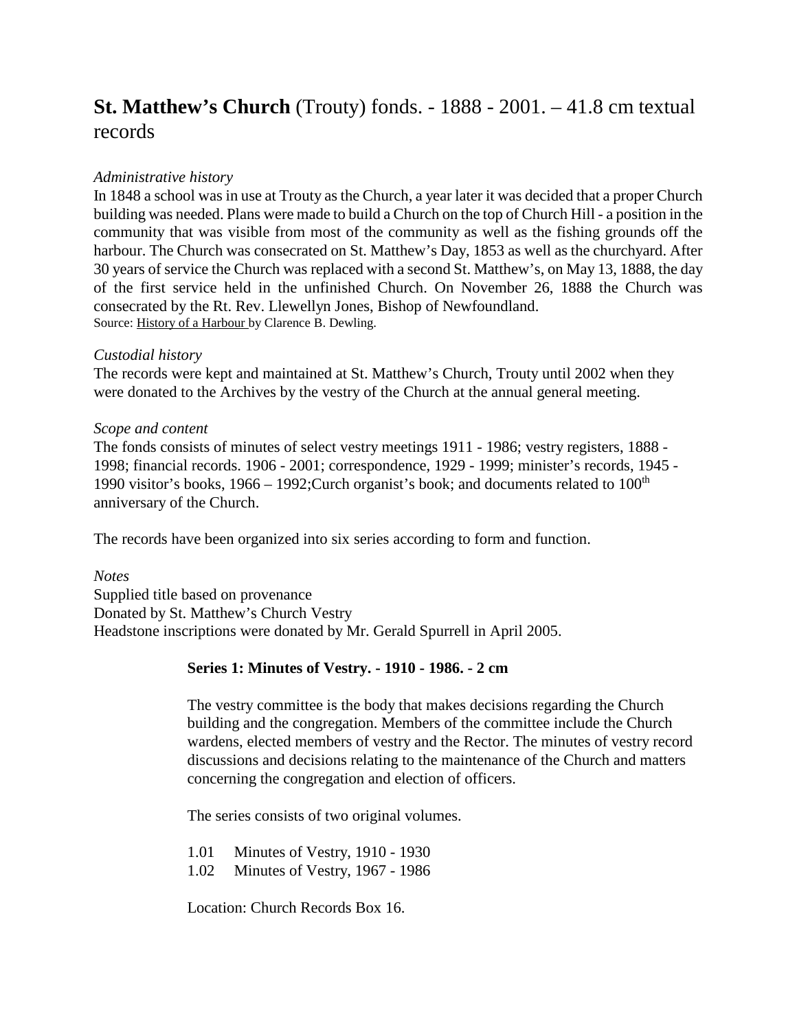# **St. Matthew's Church** (Trouty) fonds. - 1888 - 2001. – 41.8 cm textual records

*Administrative history*

In 1848 a school was in use at Trouty as the Church, a year later it was decided that a proper Church building was needed. Plans were made to build a Church on the top of Church Hill - a position in the community that was visible from most of the community as well as the fishing grounds off the harbour. The Church was consecrated on St. Matthew's Day, 1853 as well as the churchyard. After 30 years of service the Church was replaced with a second St. Matthew's, on May 13, 1888, the day of the first service held in the unfinished Church. On November 26, 1888 the Church was consecrated by the Rt. Rev. Llewellyn Jones, Bishop of Newfoundland.

Source: History of a Harbour by Clarence B. Dewling.

*Custodial history*

The records were kept and maintained at St. Matthew's Church, Trouty until 2002 when they were donated to the Archives by the vestry of the Church at the annual general meeting.

*Scope and content*

The fonds consists of minutes of select vestry meetings 1911 - 1986; vestry registers, 1888 - 1998; financial records. 1906 - 2001; correspondence, 1929 - 1999; minister's records, 1945 - 1990 visitor's books, 1966 – 1992;Curch organist's book; and documents related to 100th anniversary of the Church.

The records have been organized into six series according to form and function.

*Notes*

Supplied title based on provenance
Donated by St. Matthew's Church Vestry
Headstone inscriptions were donated by Mr. Gerald Spurrell in April 2005.

**Series 1: Minutes of Vestry. - 1910 - 1986. - 2 cm**

The vestry committee is the body that makes decisions regarding the Church building and the congregation. Members of the committee include the Church wardens, elected members of vestry and the Rector. The minutes of vestry record discussions and decisions relating to the maintenance of the Church and matters concerning the congregation and election of officers.

The series consists of two original volumes.

1.01 Minutes of Vestry, 1910 - 1930
1.02 Minutes of Vestry, 1967 - 1986

Location: Church Records Box 16.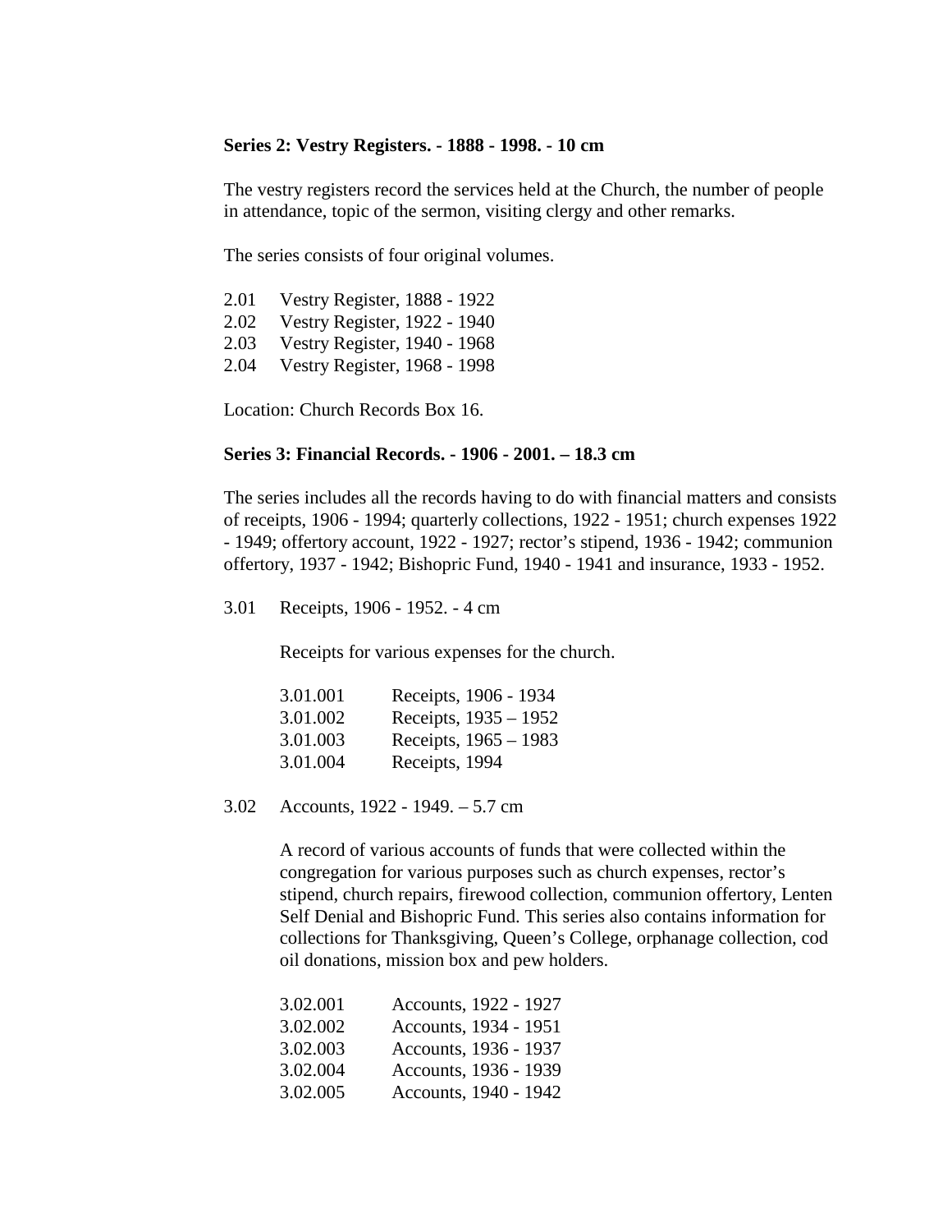**Series 2: Vestry Registers. - 1888 - 1998. - 10 cm**

The vestry registers record the services held at the Church, the number of people in attendance, topic of the sermon, visiting clergy and other remarks.

The series consists of four original volumes.

2.01 Vestry Register, 1888 - 1922
2.02 Vestry Register, 1922 - 1940
2.03 Vestry Register, 1940 - 1968
2.04 Vestry Register, 1968 - 1998

Location: Church Records Box 16.

**Series 3: Financial Records. - 1906 - 2001. – 18.3 cm**

The series includes all the records having to do with financial matters and consists of receipts, 1906 - 1994; quarterly collections, 1922 - 1951; church expenses 1922 - 1949; offertory account, 1922 - 1927; rector's stipend, 1936 - 1942; communion offertory, 1937 - 1942; Bishopric Fund, 1940 - 1941 and insurance, 1933 - 1952.

3.01 Receipts, 1906 - 1952. - 4 cm

Receipts for various expenses for the church.

3.01.001 Receipts, 1906 - 1934
3.01.002 Receipts, 1935 – 1952
3.01.003 Receipts, 1965 – 1983
3.01.004 Receipts, 1994

3.02 Accounts, 1922 - 1949. – 5.7 cm

A record of various accounts of funds that were collected within the congregation for various purposes such as church expenses, rector's stipend, church repairs, firewood collection, communion offertory, Lenten Self Denial and Bishopric Fund. This series also contains information for collections for Thanksgiving, Queen's College, orphanage collection, cod oil donations, mission box and pew holders.

3.02.001 Accounts, 1922 - 1927
3.02.002 Accounts, 1934 - 1951
3.02.003 Accounts, 1936 - 1937
3.02.004 Accounts, 1936 - 1939
3.02.005 Accounts, 1940 - 1942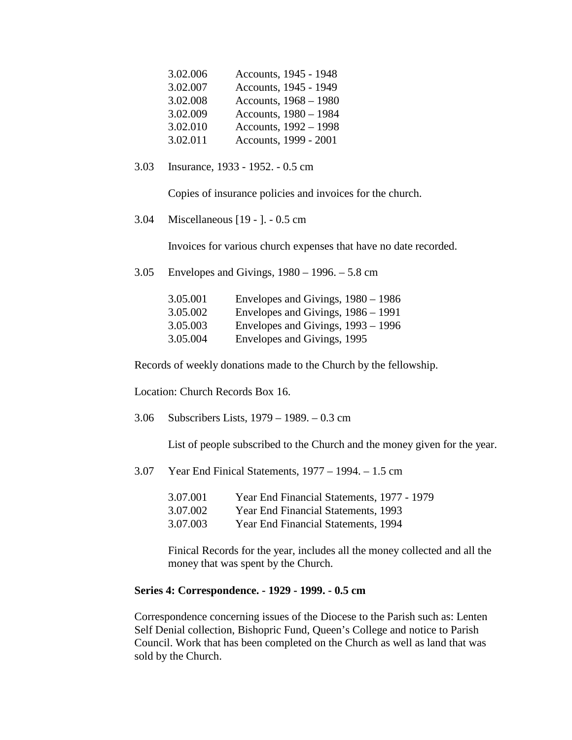3.02.006 Accounts, 1945 - 1948
3.02.007 Accounts, 1945 - 1949
3.02.008 Accounts, 1968 – 1980
3.02.009 Accounts, 1980 – 1984
3.02.010 Accounts, 1992 – 1998
3.02.011 Accounts, 1999 - 2001

3.03 Insurance, 1933 - 1952. - 0.5 cm

Copies of insurance policies and invoices for the church.

3.04 Miscellaneous [19 - ]. - 0.5 cm

Invoices for various church expenses that have no date recorded.

3.05 Envelopes and Givings, 1980 – 1996. – 5.8 cm

3.05.001 Envelopes and Givings, 1980 – 1986
3.05.002 Envelopes and Givings, 1986 – 1991
3.05.003 Envelopes and Givings, 1993 – 1996
3.05.004 Envelopes and Givings, 1995

Records of weekly donations made to the Church by the fellowship.

Location: Church Records Box 16.

3.06 Subscribers Lists, 1979 – 1989. – 0.3 cm

List of people subscribed to the Church and the money given for the year.

3.07 Year End Finical Statements, 1977 – 1994. – 1.5 cm

3.07.001 Year End Financial Statements, 1977 - 1979
3.07.002 Year End Financial Statements, 1993
3.07.003 Year End Financial Statements, 1994

Finical Records for the year, includes all the money collected and all the money that was spent by the Church.

**Series 4: Correspondence. - 1929 - 1999. - 0.5 cm**

Correspondence concerning issues of the Diocese to the Parish such as: Lenten Self Denial collection, Bishopric Fund, Queen's College and notice to Parish Council. Work that has been completed on the Church as well as land that was sold by the Church.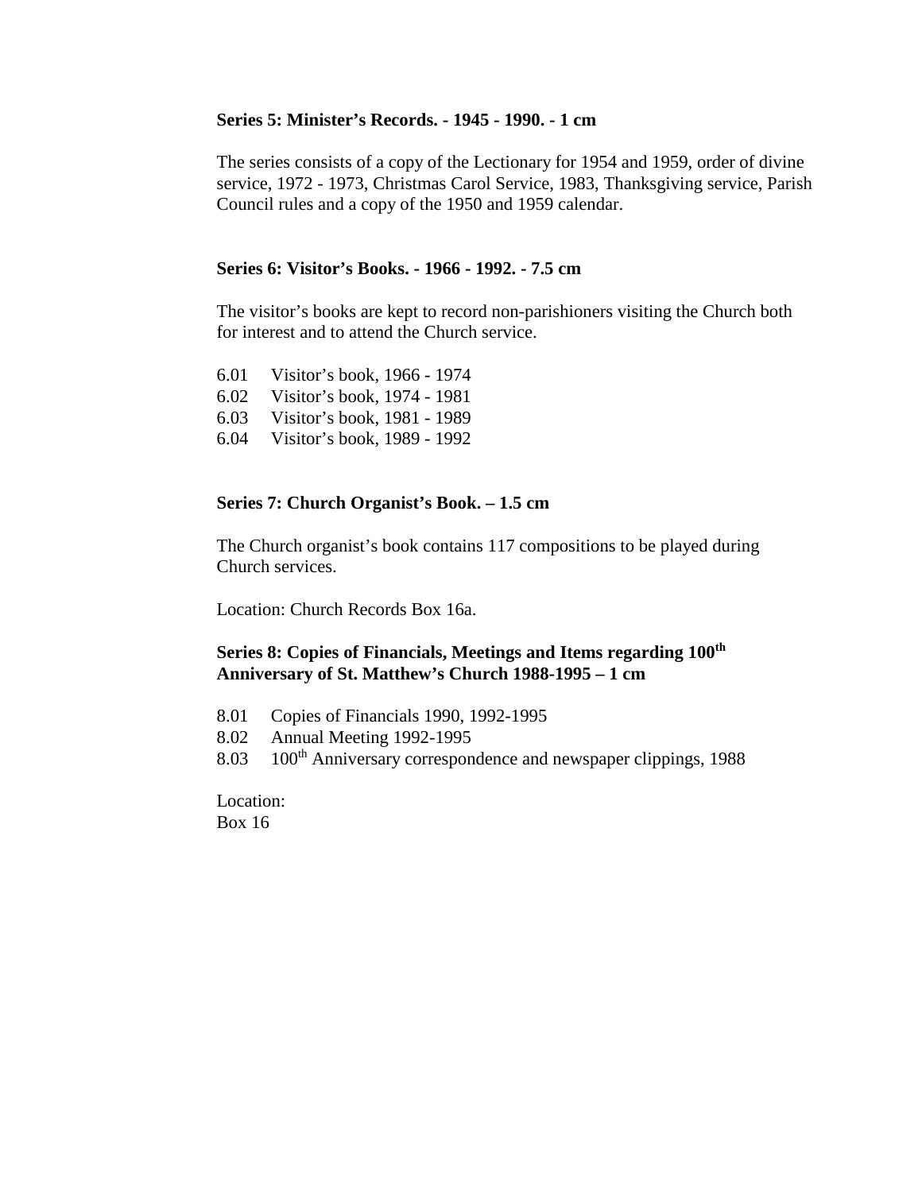**Series 5: Minister's Records. - 1945 - 1990. - 1 cm**

The series consists of a copy of the Lectionary for 1954 and 1959, order of divine service, 1972 - 1973, Christmas Carol Service, 1983, Thanksgiving service, Parish Council rules and a copy of the 1950 and 1959 calendar.

**Series 6: Visitor's Books. - 1966 - 1992. - 7.5 cm**

The visitor's books are kept to record non-parishioners visiting the Church both for interest and to attend the Church service.

6.01 Visitor's book, 1966 - 1974
6.02 Visitor's book, 1974 - 1981
6.03 Visitor's book, 1981 - 1989
6.04 Visitor's book, 1989 - 1992

**Series 7: Church Organist's Book. – 1.5 cm**

The Church organist's book contains 117 compositions to be played during Church services.

Location: Church Records Box 16a.

**Series 8: Copies of Financials, Meetings and Items regarding 100th Anniversary of St. Matthew's Church 1988-1995 – 1 cm**

8.01 Copies of Financials 1990, 1992-1995
8.02 Annual Meeting 1992-1995
8.03 100th Anniversary correspondence and newspaper clippings, 1988

Location:
Box 16